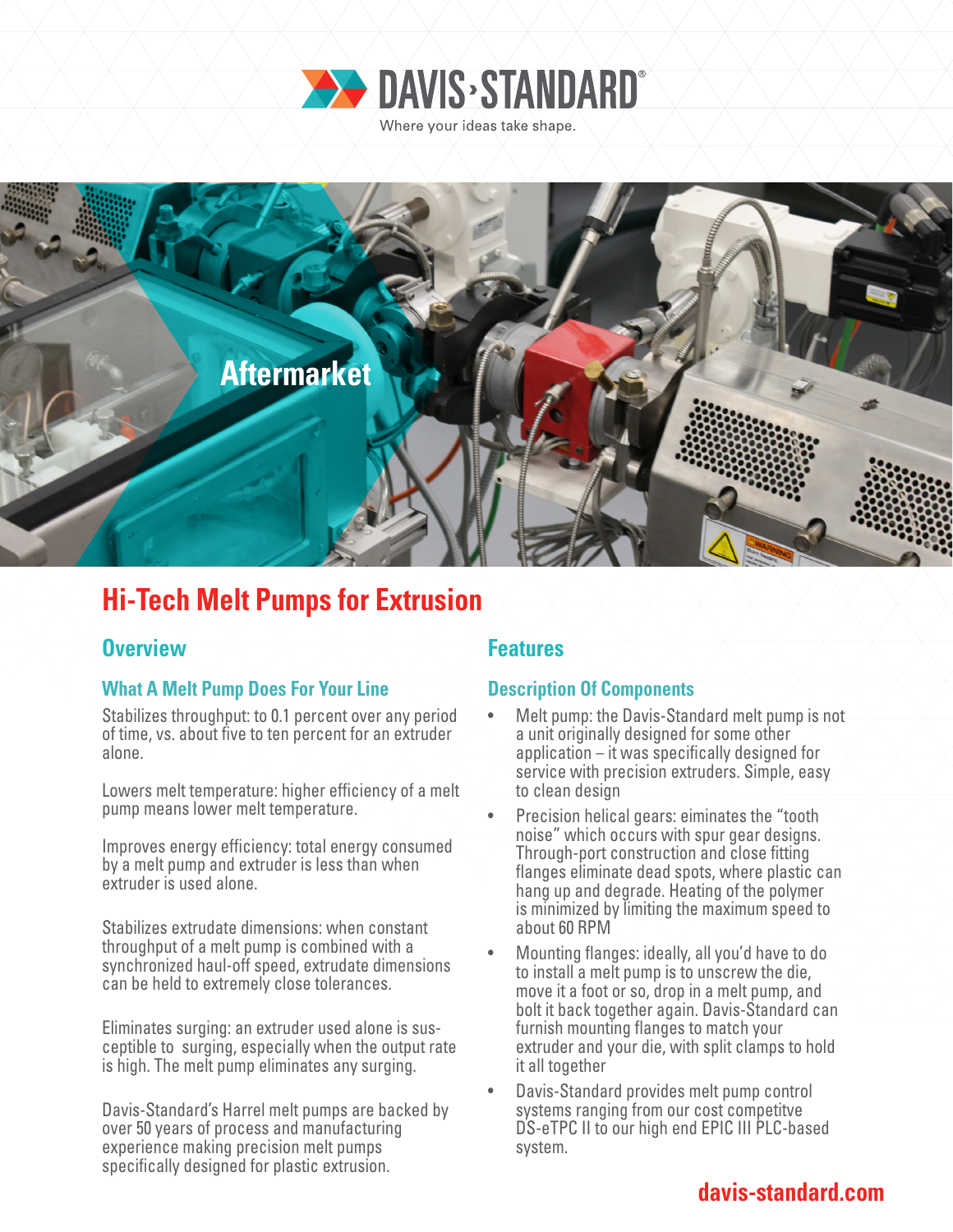DAVIS·STANDARD®

Where your ideas take shape.

Aftermarket

# Hi-Tech Melt Pumps for Extrusion

## Overview

### What A Melt Pump Does For Your Line

Stabilizes throughput: to 0.1 percent over any period of time, vs. about five to ten percent for an extruder alone.

Lowers melt temperature: higher efficiency of a melt pump means lower melt temperature.

Improves energy efficiency: total energy consumed by a melt pump and extruder is less than when extruder is used alone.

Stabilizes extrudate dimensions: when constant throughput of a melt pump is combined with a synchronized haul-off speed, extrudate dimensions can be held to extremely close tolerances.

Eliminates surging: an extruder used alone is susceptible to surging, especially when the output rate is high. The melt pump eliminates any surging.

Davis-Standard's Harrel melt pumps are backed by over 50 years of process and manufacturing experience making precision melt pumps specifically designed for plastic extrusion.

## Features

### Description Of Components

- Melt pump: the Davis-Standard melt pump is not a unit originally designed for some other application – it was specifically designed for service with precision extruders. Simple, easy to clean design
- Precision helical gears: eiminates the "tooth noise" which occurs with spur gear designs. Through-port construction and close fitting flanges eliminate dead spots, where plastic can hang up and degrade. Heating of the polymer is minimized by limiting the maximum speed to about 60 RPM
- Mounting flanges: ideally, all you'd have to do to install a melt pump is to unscrew the die, move it a foot or so, drop in a melt pump, and bolt it back together again. Davis-Standard can furnish mounting flanges to match your extruder and your die, with split clamps to hold it all together
- Davis-Standard provides melt pump control systems ranging from our cost competitve DS-eTPC II to our high end EPIC III PLC-based system.

davis-standard.com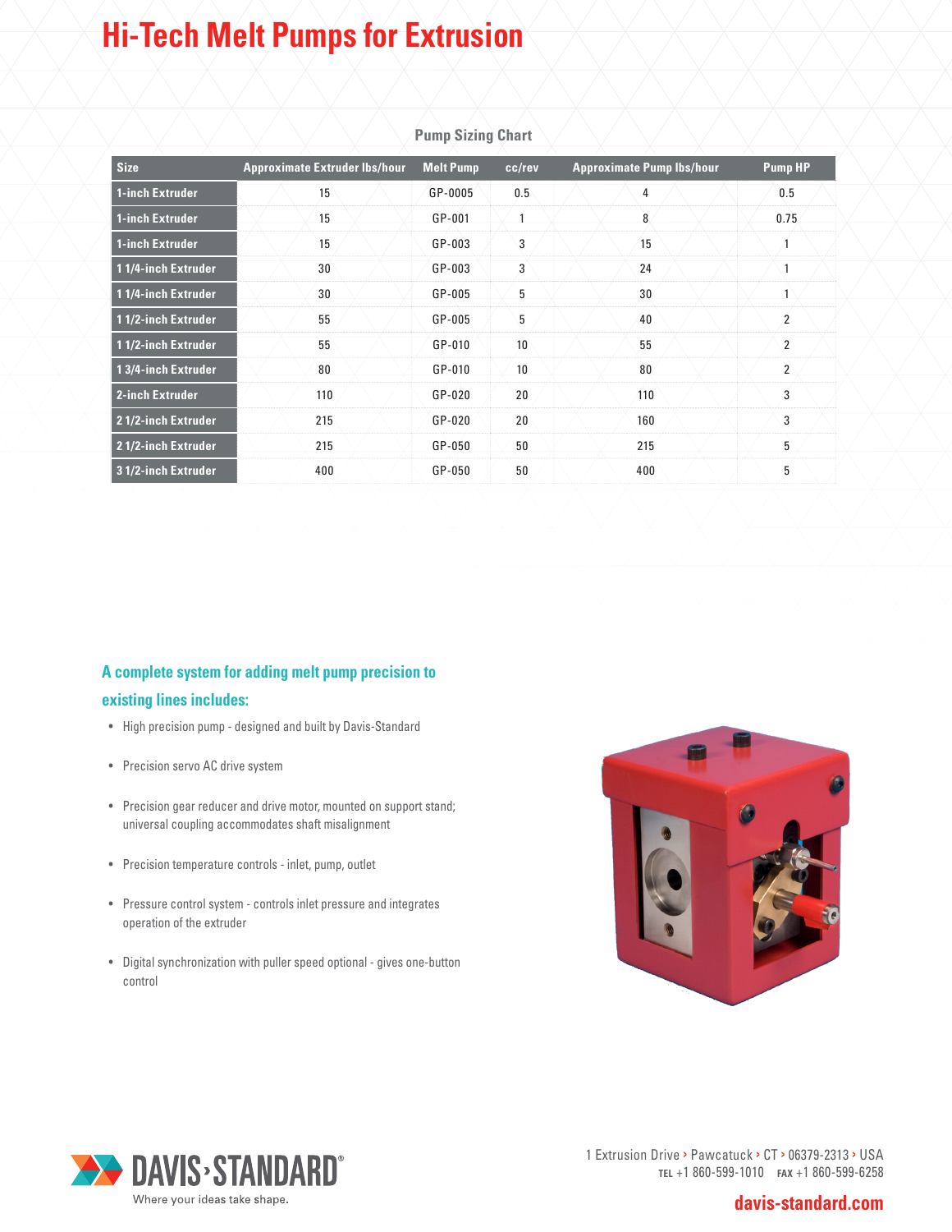# Hi-Tech Melt Pumps for Extrusion

### Pump Sizing Chart

| Size | Approximate Extruder lbs/hour | Melt Pump | cc/rev | Approximate Pump lbs/hour | Pump HP |
|---|---|---|---|---|---|
| 1-inch Extruder | 15 | GP-0005 | 0.5 | 4 | 0.5 |
| 1-inch Extruder | 15 | GP-001 | 1 | 8 | 0.75 |
| 1-inch Extruder | 15 | GP-003 | 3 | 15 | 1 |
| 1 1/4-inch Extruder | 30 | GP-003 | 3 | 24 | 1 |
| 1 1/4-inch Extruder | 30 | GP-005 | 5 | 30 | 1 |
| 1 1/2-inch Extruder | 55 | GP-005 | 5 | 40 | 2 |
| 1 1/2-inch Extruder | 55 | GP-010 | 10 | 55 | 2 |
| 1 3/4-inch Extruder | 80 | GP-010 | 10 | 80 | 2 |
| 2-inch Extruder | 110 | GP-020 | 20 | 110 | 3 |
| 2 1/2-inch Extruder | 215 | GP-020 | 20 | 160 | 3 |
| 2 1/2-inch Extruder | 215 | GP-050 | 50 | 215 | 5 |
| 3 1/2-inch Extruder | 400 | GP-050 | 50 | 400 | 5 |

## A complete system for adding melt pump precision to existing lines includes:

- High precision pump - designed and built by Davis-Standard
- Precision servo AC drive system
- Precision gear reducer and drive motor, mounted on support stand; universal coupling accommodates shaft misalignment
- Precision temperature controls - inlet, pump, outlet
- Pressure control system - controls inlet pressure and integrates operation of the extruder
- Digital synchronization with puller speed optional - gives one-button control

DAVIS-STANDARD®
Where your ideas take shape.

1 Extrusion Drive › Pawcatuck › CT › 06379-2313 › USA
TEL +1 860-599-1010 FAX +1 860-599-6258

davis-standard.com